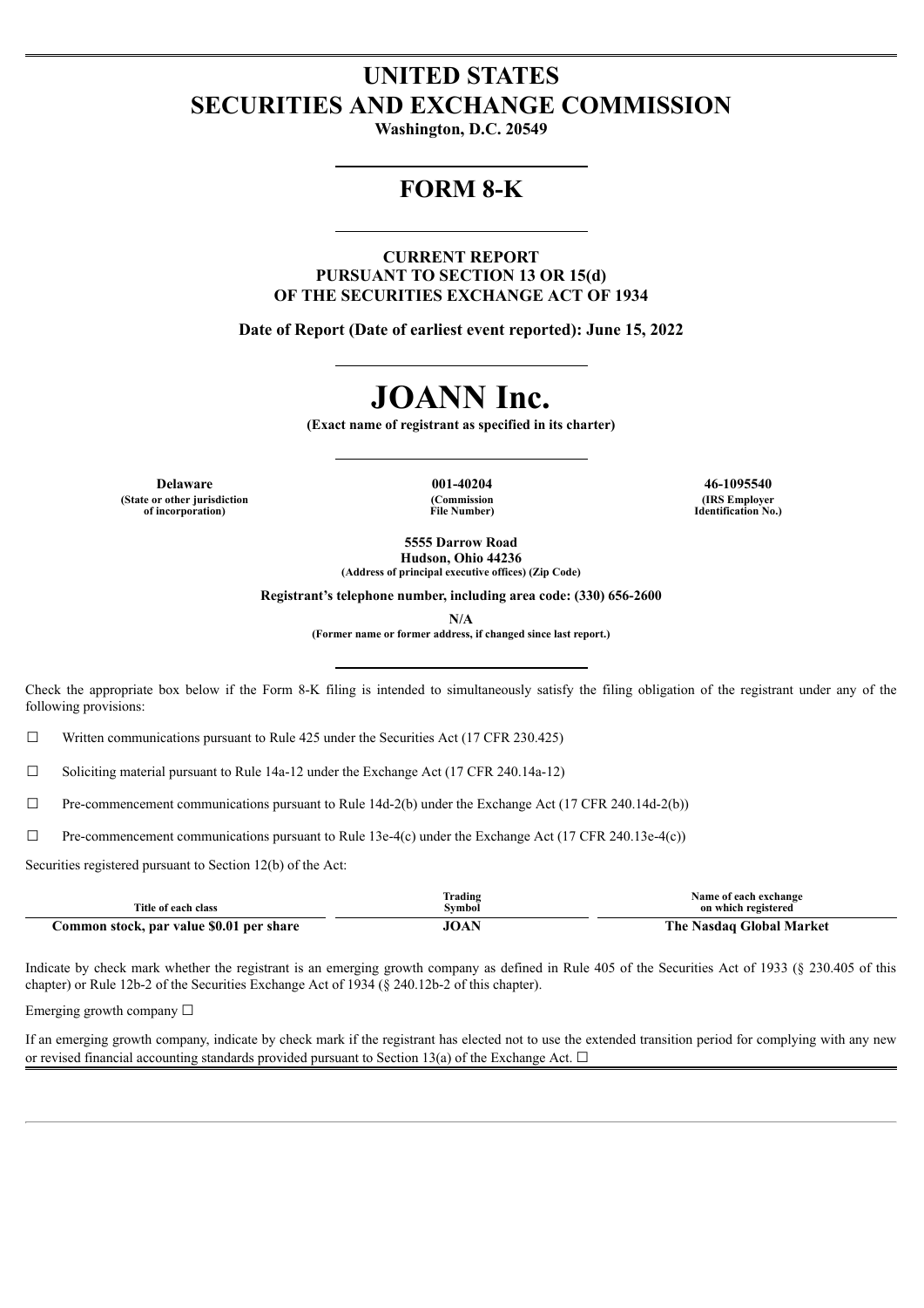# UNITED STATES
# SECURITIES AND EXCHANGE COMMISSION

**Washington, D.C. 20549**

## FORM 8-K

**CURRENT REPORT**
**PURSUANT TO SECTION 13 OR 15(d)**
**OF THE SECURITIES EXCHANGE ACT OF 1934**

**Date of Report (Date of earliest event reported): June 15, 2022**

# JOANN Inc.

**(Exact name of registrant as specified in its charter)**

| Delaware | 001-40204 | 46-1095540 |
|---|---|---|
| (State or other jurisdiction of incorporation) | (Commission File Number) | (IRS Employer Identification No.) |

**5555 Darrow Road**
**Hudson, Ohio 44236**
**(Address of principal executive offices) (Zip Code)**

**Registrant's telephone number, including area code: (330) 656-2600**

**N/A**
**(Former name or former address, if changed since last report.)**

Check the appropriate box below if the Form 8-K filing is intended to simultaneously satisfy the filing obligation of the registrant under any of the following provisions:

☐ Written communications pursuant to Rule 425 under the Securities Act (17 CFR 230.425)

☐ Soliciting material pursuant to Rule 14a-12 under the Exchange Act (17 CFR 240.14a-12)

☐ Pre-commencement communications pursuant to Rule 14d-2(b) under the Exchange Act (17 CFR 240.14d-2(b))

☐ Pre-commencement communications pursuant to Rule 13e-4(c) under the Exchange Act (17 CFR 240.13e-4(c))

Securities registered pursuant to Section 12(b) of the Act:

| Title of each class | Trading Symbol | Name of each exchange on which registered |
|---|---|---|
| **Common stock, par value $0.01 per share** | **JOAN** | **The Nasdaq Global Market** |

Indicate by check mark whether the registrant is an emerging growth company as defined in Rule 405 of the Securities Act of 1933 (§ 230.405 of this chapter) or Rule 12b-2 of the Securities Exchange Act of 1934 (§ 240.12b-2 of this chapter).

Emerging growth company ☐

If an emerging growth company, indicate by check mark if the registrant has elected not to use the extended transition period for complying with any new or revised financial accounting standards provided pursuant to Section 13(a) of the Exchange Act. ☐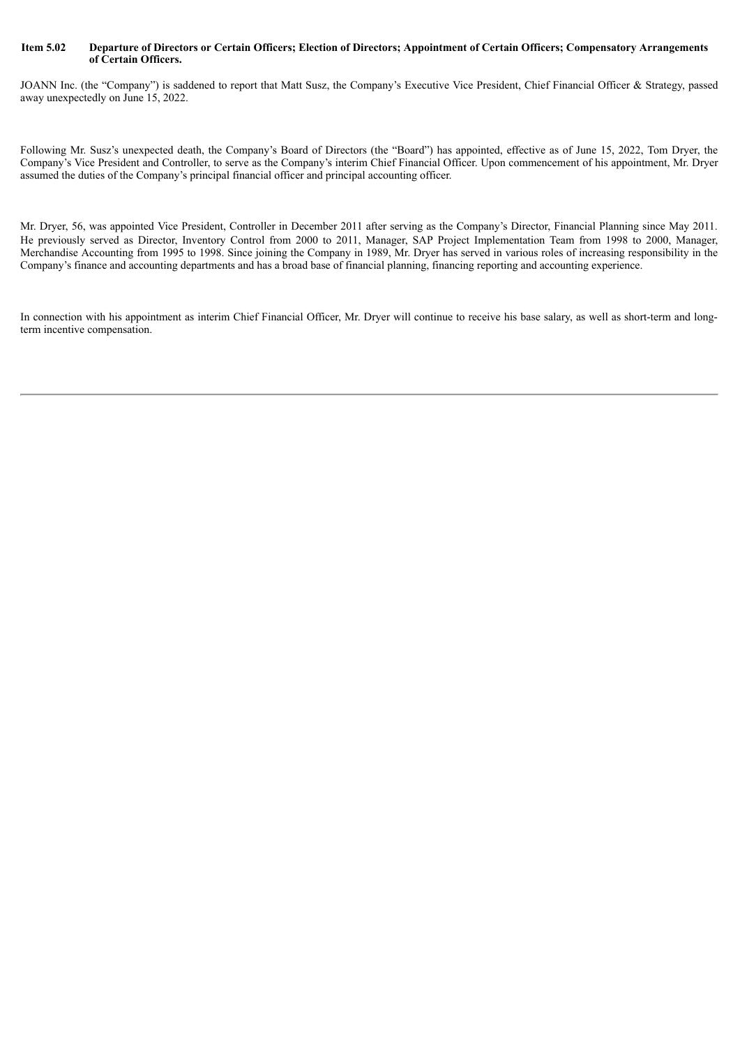**Item 5.02 Departure of Directors or Certain Officers; Election of Directors; Appointment of Certain Officers; Compensatory Arrangements of Certain Officers.**

JOANN Inc. (the "Company") is saddened to report that Matt Susz, the Company's Executive Vice President, Chief Financial Officer & Strategy, passed away unexpectedly on June 15, 2022.

Following Mr. Susz's unexpected death, the Company's Board of Directors (the "Board") has appointed, effective as of June 15, 2022, Tom Dryer, the Company's Vice President and Controller, to serve as the Company's interim Chief Financial Officer. Upon commencement of his appointment, Mr. Dryer assumed the duties of the Company's principal financial officer and principal accounting officer.

Mr. Dryer, 56, was appointed Vice President, Controller in December 2011 after serving as the Company's Director, Financial Planning since May 2011. He previously served as Director, Inventory Control from 2000 to 2011, Manager, SAP Project Implementation Team from 1998 to 2000, Manager, Merchandise Accounting from 1995 to 1998. Since joining the Company in 1989, Mr. Dryer has served in various roles of increasing responsibility in the Company's finance and accounting departments and has a broad base of financial planning, financing reporting and accounting experience.

In connection with his appointment as interim Chief Financial Officer, Mr. Dryer will continue to receive his base salary, as well as short-term and long-term incentive compensation.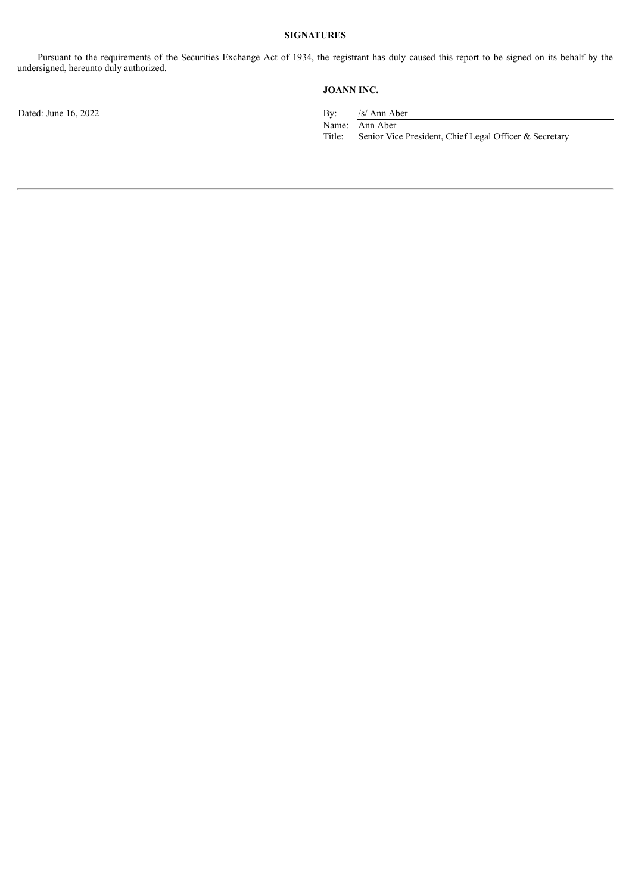**SIGNATURES**

Pursuant to the requirements of the Securities Exchange Act of 1934, the registrant has duly caused this report to be signed on its behalf by the undersigned, hereunto duly authorized.

**JOANN INC.**

Dated: June 16, 2022

By: /s/ Ann Aber
Name: Ann Aber
Title: Senior Vice President, Chief Legal Officer & Secretary